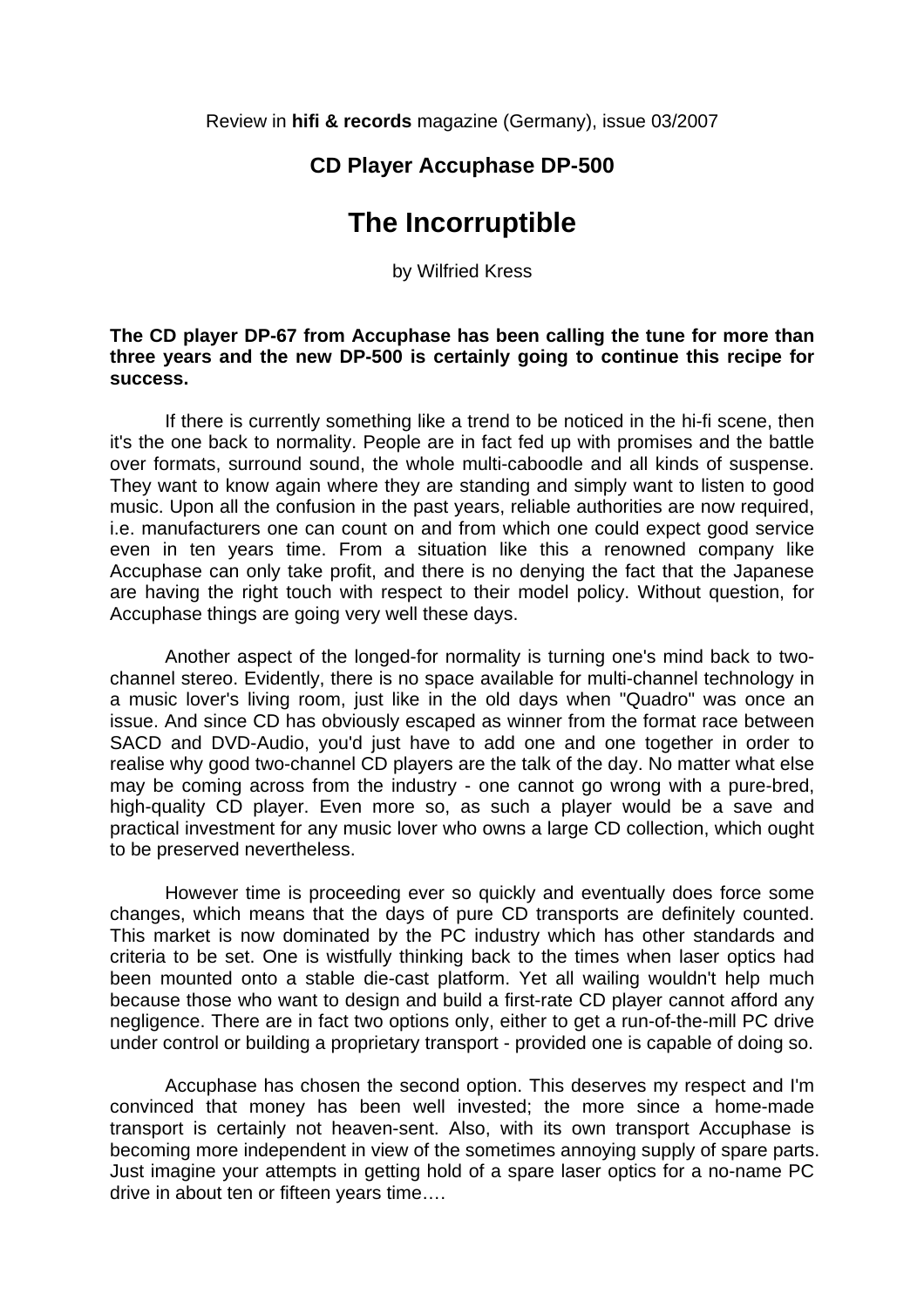Review in **hifi & records** magazine (Germany), issue 03/2007

## CD Player Accuphase DP-500

# The Incorruptible

by Wilfried Kress

**The CD player DP-67 from Accuphase has been calling the tune for more than three years and the new DP-500 is certainly going to continue this recipe for success.**

If there is currently something like a trend to be noticed in the hi-fi scene, then it's the one back to normality. People are in fact fed up with promises and the battle over formats, surround sound, the whole multi-caboodle and all kinds of suspense. They want to know again where they are standing and simply want to listen to good music. Upon all the confusion in the past years, reliable authorities are now required, i.e. manufacturers one can count on and from which one could expect good service even in ten years time. From a situation like this a renowned company like Accuphase can only take profit, and there is no denying the fact that the Japanese are having the right touch with respect to their model policy. Without question, for Accuphase things are going very well these days.

Another aspect of the longed-for normality is turning one's mind back to two-channel stereo. Evidently, there is no space available for multi-channel technology in a music lover's living room, just like in the old days when "Quadro" was once an issue. And since CD has obviously escaped as winner from the format race between SACD and DVD-Audio, you'd just have to add one and one together in order to realise why good two-channel CD players are the talk of the day. No matter what else may be coming across from the industry - one cannot go wrong with a pure-bred, high-quality CD player. Even more so, as such a player would be a save and practical investment for any music lover who owns a large CD collection, which ought to be preserved nevertheless.

However time is proceeding ever so quickly and eventually does force some changes, which means that the days of pure CD transports are definitely counted. This market is now dominated by the PC industry which has other standards and criteria to be set. One is wistfully thinking back to the times when laser optics had been mounted onto a stable die-cast platform. Yet all wailing wouldn't help much because those who want to design and build a first-rate CD player cannot afford any negligence. There are in fact two options only, either to get a run-of-the-mill PC drive under control or building a proprietary transport - provided one is capable of doing so.

Accuphase has chosen the second option. This deserves my respect and I'm convinced that money has been well invested; the more since a home-made transport is certainly not heaven-sent. Also, with its own transport Accuphase is becoming more independent in view of the sometimes annoying supply of spare parts. Just imagine your attempts in getting hold of a spare laser optics for a no-name PC drive in about ten or fifteen years time….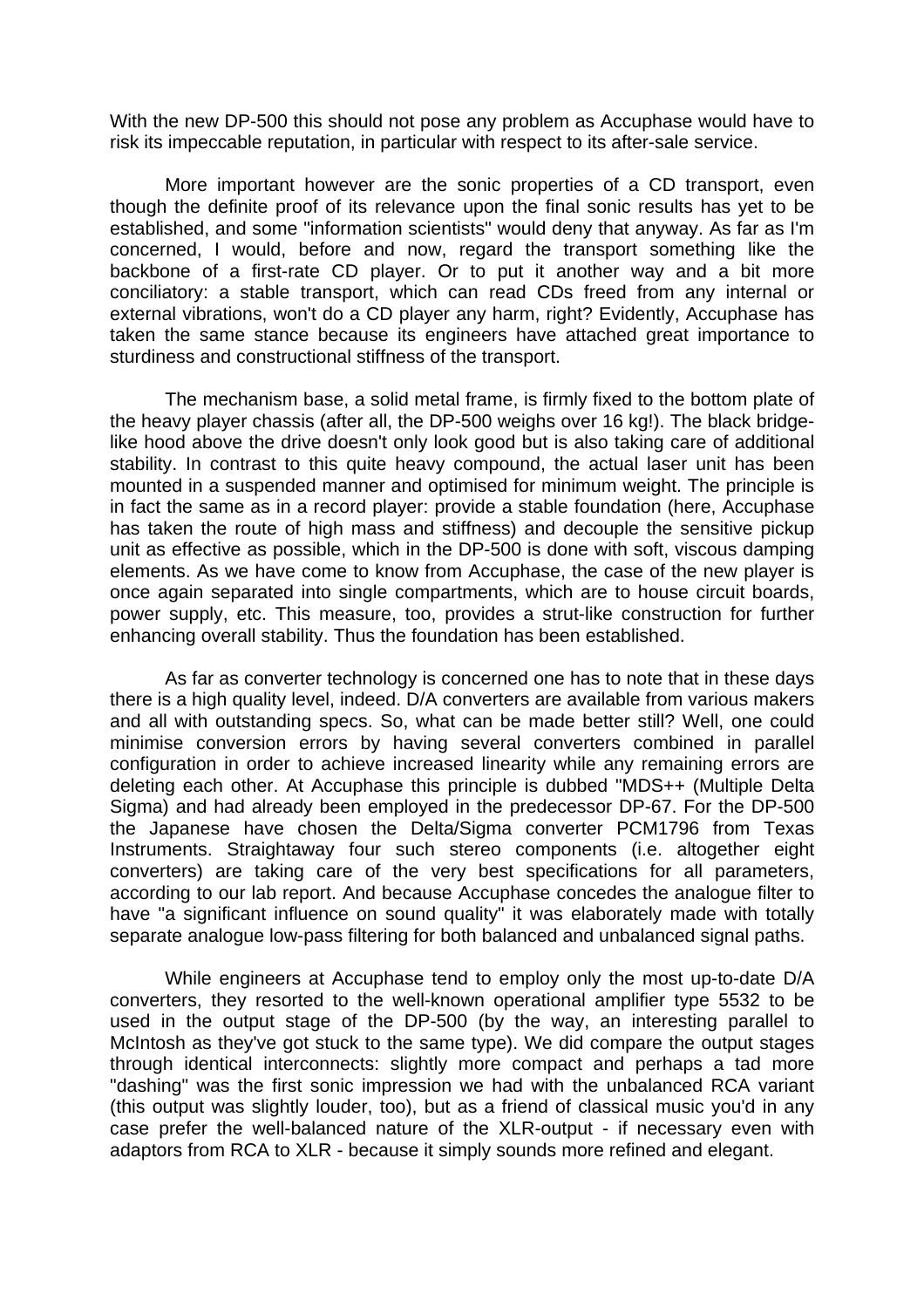With the new DP-500 this should not pose any problem as Accuphase would have to risk its impeccable reputation, in particular with respect to its after-sale service.

More important however are the sonic properties of a CD transport, even though the definite proof of its relevance upon the final sonic results has yet to be established, and some "information scientists" would deny that anyway. As far as I'm concerned, I would, before and now, regard the transport something like the backbone of a first-rate CD player. Or to put it another way and a bit more conciliatory: a stable transport, which can read CDs freed from any internal or external vibrations, won't do a CD player any harm, right? Evidently, Accuphase has taken the same stance because its engineers have attached great importance to sturdiness and constructional stiffness of the transport.

The mechanism base, a solid metal frame, is firmly fixed to the bottom plate of the heavy player chassis (after all, the DP-500 weighs over 16 kg!). The black bridge-like hood above the drive doesn't only look good but is also taking care of additional stability. In contrast to this quite heavy compound, the actual laser unit has been mounted in a suspended manner and optimised for minimum weight. The principle is in fact the same as in a record player: provide a stable foundation (here, Accuphase has taken the route of high mass and stiffness) and decouple the sensitive pickup unit as effective as possible, which in the DP-500 is done with soft, viscous damping elements. As we have come to know from Accuphase, the case of the new player is once again separated into single compartments, which are to house circuit boards, power supply, etc. This measure, too, provides a strut-like construction for further enhancing overall stability. Thus the foundation has been established.

As far as converter technology is concerned one has to note that in these days there is a high quality level, indeed. D/A converters are available from various makers and all with outstanding specs. So, what can be made better still? Well, one could minimise conversion errors by having several converters combined in parallel configuration in order to achieve increased linearity while any remaining errors are deleting each other. At Accuphase this principle is dubbed "MDS++ (Multiple Delta Sigma) and had already been employed in the predecessor DP-67. For the DP-500 the Japanese have chosen the Delta/Sigma converter PCM1796 from Texas Instruments. Straightaway four such stereo components (i.e. altogether eight converters) are taking care of the very best specifications for all parameters, according to our lab report. And because Accuphase concedes the analogue filter to have "a significant influence on sound quality" it was elaborately made with totally separate analogue low-pass filtering for both balanced and unbalanced signal paths.

While engineers at Accuphase tend to employ only the most up-to-date D/A converters, they resorted to the well-known operational amplifier type 5532 to be used in the output stage of the DP-500 (by the way, an interesting parallel to McIntosh as they've got stuck to the same type). We did compare the output stages through identical interconnects: slightly more compact and perhaps a tad more "dashing" was the first sonic impression we had with the unbalanced RCA variant (this output was slightly louder, too), but as a friend of classical music you'd in any case prefer the well-balanced nature of the XLR-output - if necessary even with adaptors from RCA to XLR - because it simply sounds more refined and elegant.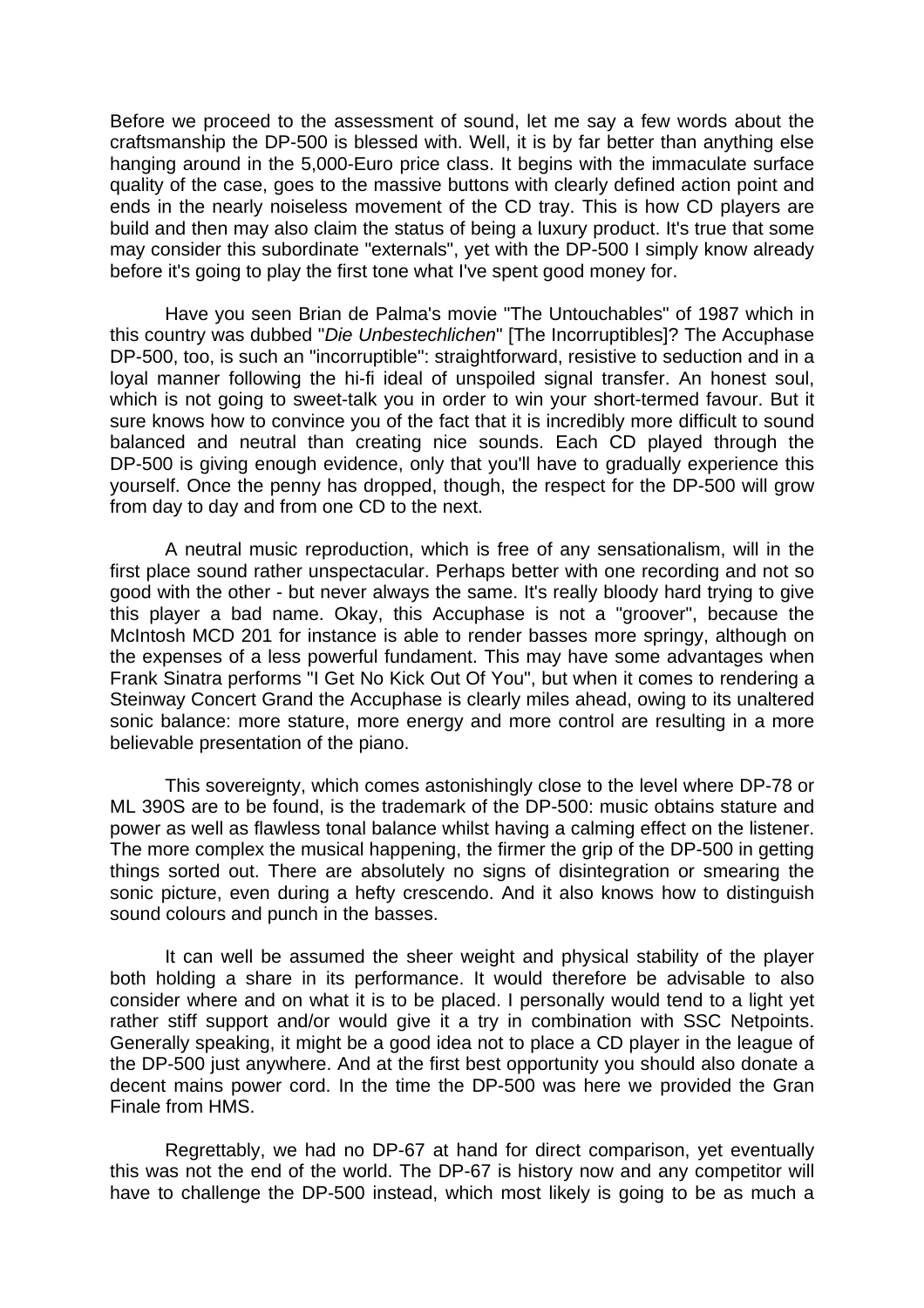Before we proceed to the assessment of sound, let me say a few words about the craftsmanship the DP-500 is blessed with. Well, it is by far better than anything else hanging around in the 5,000-Euro price class. It begins with the immaculate surface quality of the case, goes to the massive buttons with clearly defined action point and ends in the nearly noiseless movement of the CD tray. This is how CD players are build and then may also claim the status of being a luxury product. It's true that some may consider this subordinate "externals", yet with the DP-500 I simply know already before it's going to play the first tone what I've spent good money for.

Have you seen Brian de Palma's movie "The Untouchables" of 1987 which in this country was dubbed "*Die Unbestechlichen*" [The Incorruptibles]? The Accuphase DP-500, too, is such an "incorruptible": straightforward, resistive to seduction and in a loyal manner following the hi-fi ideal of unspoiled signal transfer. An honest soul, which is not going to sweet-talk you in order to win your short-termed favour. But it sure knows how to convince you of the fact that it is incredibly more difficult to sound balanced and neutral than creating nice sounds. Each CD played through the DP-500 is giving enough evidence, only that you'll have to gradually experience this yourself. Once the penny has dropped, though, the respect for the DP-500 will grow from day to day and from one CD to the next.

A neutral music reproduction, which is free of any sensationalism, will in the first place sound rather unspectacular. Perhaps better with one recording and not so good with the other - but never always the same. It's really bloody hard trying to give this player a bad name. Okay, this Accuphase is not a "groover", because the McIntosh MCD 201 for instance is able to render basses more springy, although on the expenses of a less powerful fundament. This may have some advantages when Frank Sinatra performs "I Get No Kick Out Of You", but when it comes to rendering a Steinway Concert Grand the Accuphase is clearly miles ahead, owing to its unaltered sonic balance: more stature, more energy and more control are resulting in a more believable presentation of the piano.

This sovereignty, which comes astonishingly close to the level where DP-78 or ML 390S are to be found, is the trademark of the DP-500: music obtains stature and power as well as flawless tonal balance whilst having a calming effect on the listener. The more complex the musical happening, the firmer the grip of the DP-500 in getting things sorted out. There are absolutely no signs of disintegration or smearing the sonic picture, even during a hefty crescendo. And it also knows how to distinguish sound colours and punch in the basses.

It can well be assumed the sheer weight and physical stability of the player both holding a share in its performance. It would therefore be advisable to also consider where and on what it is to be placed. I personally would tend to a light yet rather stiff support and/or would give it a try in combination with SSC Netpoints. Generally speaking, it might be a good idea not to place a CD player in the league of the DP-500 just anywhere. And at the first best opportunity you should also donate a decent mains power cord. In the time the DP-500 was here we provided the Gran Finale from HMS.

Regrettably, we had no DP-67 at hand for direct comparison, yet eventually this was not the end of the world. The DP-67 is history now and any competitor will have to challenge the DP-500 instead, which most likely is going to be as much a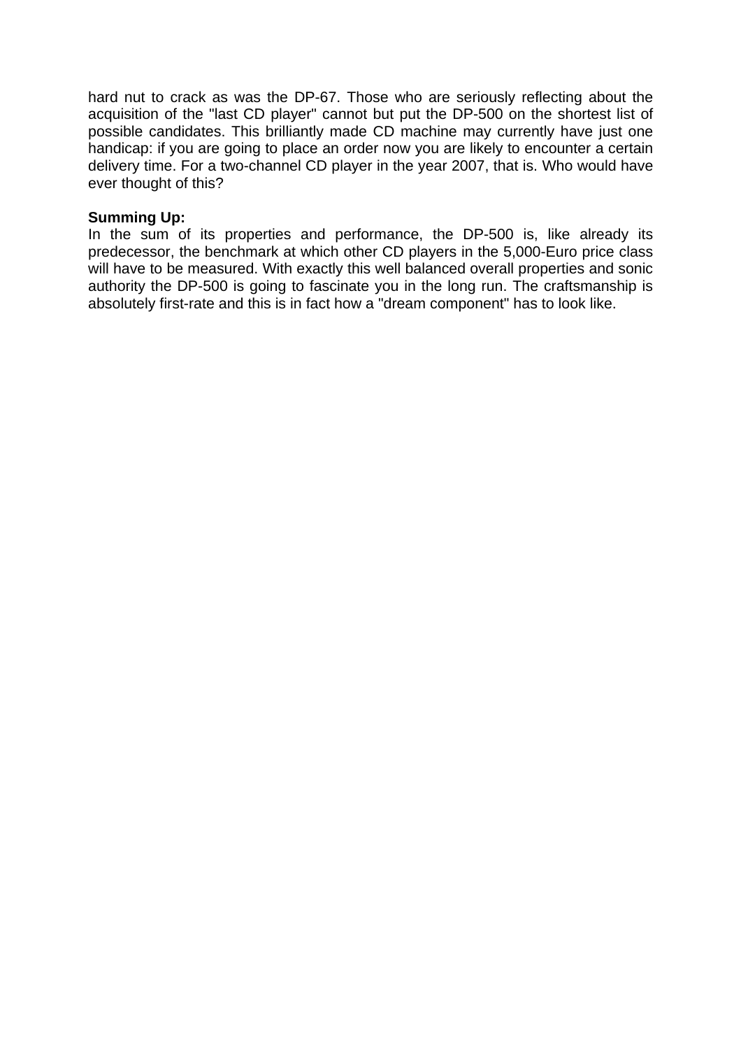hard nut to crack as was the DP-67. Those who are seriously reflecting about the acquisition of the "last CD player" cannot but put the DP-500 on the shortest list of possible candidates. This brilliantly made CD machine may currently have just one handicap: if you are going to place an order now you are likely to encounter a certain delivery time. For a two-channel CD player in the year 2007, that is. Who would have ever thought of this?

**Summing Up:**

In the sum of its properties and performance, the DP-500 is, like already its predecessor, the benchmark at which other CD players in the 5,000-Euro price class will have to be measured. With exactly this well balanced overall properties and sonic authority the DP-500 is going to fascinate you in the long run. The craftsmanship is absolutely first-rate and this is in fact how a "dream component" has to look like.